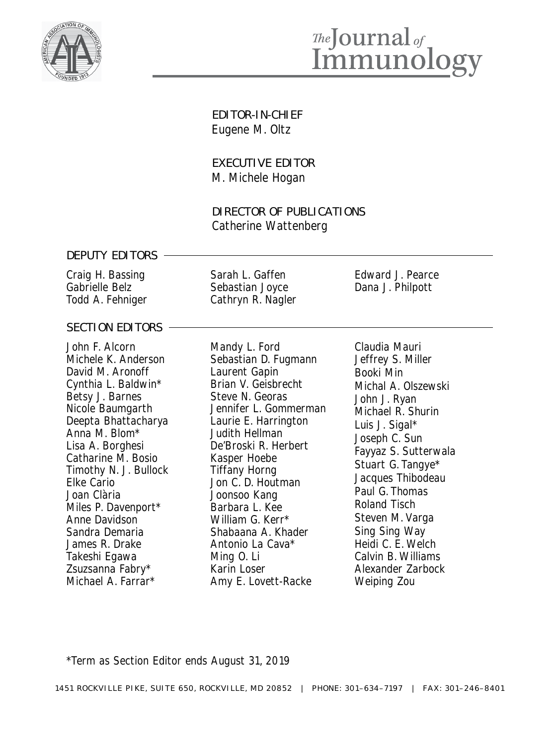# The Journal of Immunology

EDITOR-IN-CHIEF
Eugene M. Oltz

EXECUTIVE EDITOR
M. Michele Hogan

DIRECTOR OF PUBLICATIONS
Catherine Wattenberg

## DEPUTY EDITORS

Craig H. Bassing
Gabrielle Belz
Todd A. Fehniger
Sarah L. Gaffen
Sebastian Joyce
Cathryn R. Nagler
Edward J. Pearce
Dana J. Philpott

## SECTION EDITORS

John F. Alcorn
Michele K. Anderson
David M. Aronoff
Cynthia L. Baldwin*
Betsy J. Barnes
Nicole Baumgarth
Deepta Bhattacharya
Anna M. Blom*
Lisa A. Borghesi
Catharine M. Bosio
Timothy N. J. Bullock
Elke Cario
Joan Clària
Miles P. Davenport*
Anne Davidson
Sandra Demaria
James R. Drake
Takeshi Egawa
Zsuzsanna Fabry*
Michael A. Farrar*
Mandy L. Ford
Sebastian D. Fugmann
Laurent Gapin
Brian V. Geisbrecht
Steve N. Georas
Jennifer L. Gommerman
Laurie E. Harrington
Judith Hellman
De'Broski R. Herbert
Kasper Hoebe
Tiffany Horng
Jon C. D. Houtman
Joonsoo Kang
Barbara L. Kee
William G. Kerr*
Shabaana A. Khader
Antonio La Cava*
Ming O. Li
Karin Loser
Amy E. Lovett-Racke
Claudia Mauri
Jeffrey S. Miller
Booki Min
Michal A. Olszewski
John J. Ryan
Michael R. Shurin
Luis J. Sigal*
Joseph C. Sun
Fayyaz S. Sutterwala
Stuart G. Tangye*
Jacques Thibodeau
Paul G. Thomas
Roland Tisch
Steven M. Varga
Sing Sing Way
Heidi C. E. Welch
Calvin B. Williams
Alexander Zarbock
Weiping Zou

*Term as Section Editor ends August 31, 2019

1451 ROCKVILLE PIKE, SUITE 650, ROCKVILLE, MD 20852 | PHONE: 301–634–7197 | FAX: 301–246–8401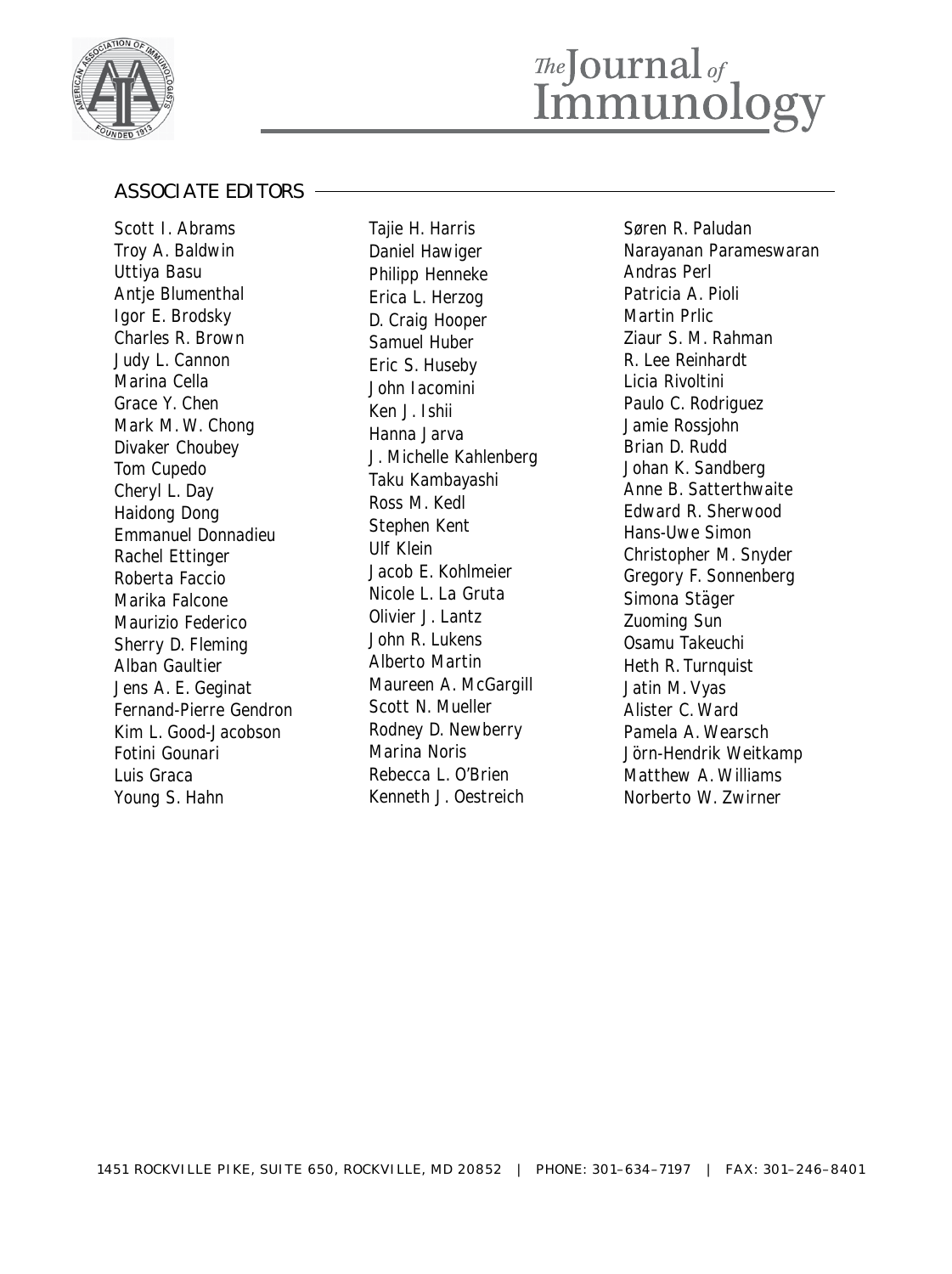# The Journal of Immunology

## ASSOCIATE EDITORS

Scott I. Abrams
Troy A. Baldwin
Uttiya Basu
Antje Blumenthal
Igor E. Brodsky
Charles R. Brown
Judy L. Cannon
Marina Cella
Grace Y. Chen
Mark M. W. Chong
Divaker Choubey
Tom Cupedo
Cheryl L. Day
Haidong Dong
Emmanuel Donnadieu
Rachel Ettinger
Roberta Faccio
Marika Falcone
Maurizio Federico
Sherry D. Fleming
Alban Gaultier
Jens A. E. Geginat
Fernand-Pierre Gendron
Kim L. Good-Jacobson
Fotini Gounari
Luis Graca
Young S. Hahn
Tajie H. Harris
Daniel Hawiger
Philipp Henneke
Erica L. Herzog
D. Craig Hooper
Samuel Huber
Eric S. Huseby
John Iacomini
Ken J. Ishii
Hanna Jarva
J. Michelle Kahlenberg
Taku Kambayashi
Ross M. Kedl
Stephen Kent
Ulf Klein
Jacob E. Kohlmeier
Nicole L. La Gruta
Olivier J. Lantz
John R. Lukens
Alberto Martin
Maureen A. McGargill
Scott N. Mueller
Rodney D. Newberry
Marina Noris
Rebecca L. O'Brien
Kenneth J. Oestreich
Søren R. Paludan
Narayanan Parameswaran
Andras Perl
Patricia A. Pioli
Martin Prlic
Ziaur S. M. Rahman
R. Lee Reinhardt
Licia Rivoltini
Paulo C. Rodriguez
Jamie Rossjohn
Brian D. Rudd
Johan K. Sandberg
Anne B. Satterthwaite
Edward R. Sherwood
Hans-Uwe Simon
Christopher M. Snyder
Gregory F. Sonnenberg
Simona Stäger
Zuoming Sun
Osamu Takeuchi
Heth R. Turnquist
Jatin M. Vyas
Alister C. Ward
Pamela A. Wearsch
Jörn-Hendrik Weitkamp
Matthew A. Williams
Norberto W. Zwirner

1451 ROCKVILLE PIKE, SUITE 650, ROCKVILLE, MD 20852 | PHONE: 301–634–7197 | FAX: 301–246–8401